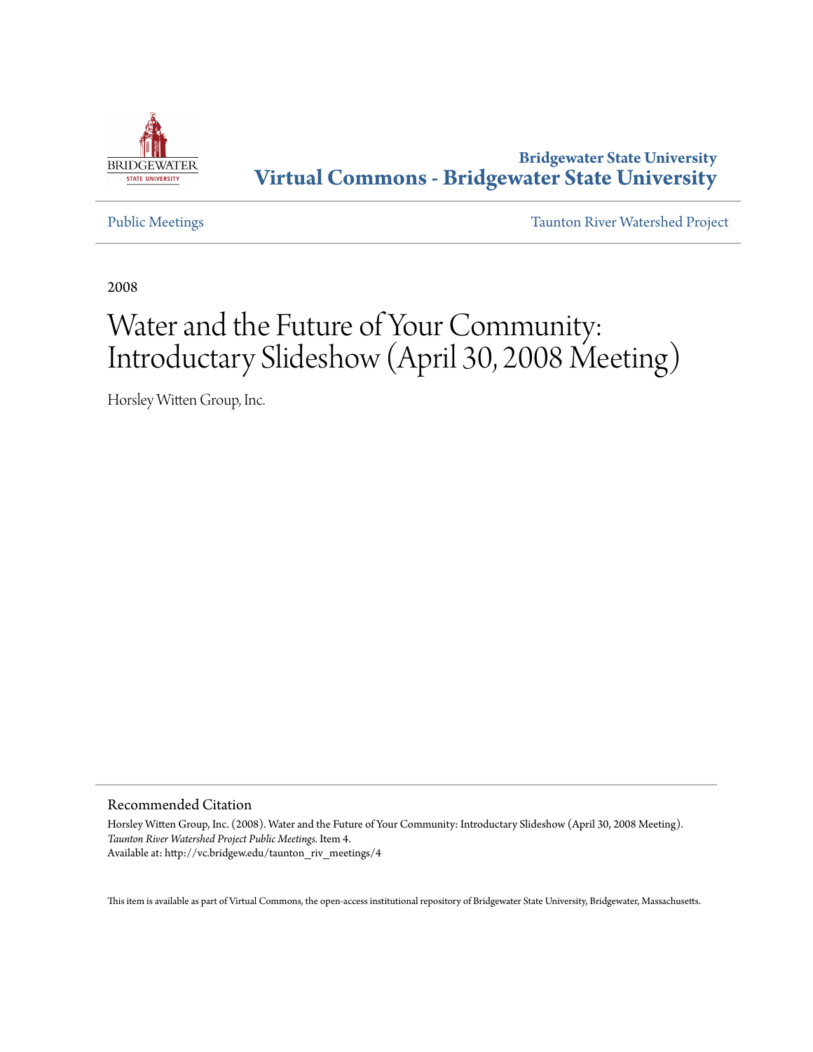Bridgewater State University
**Virtual Commons - Bridgewater State University**

Public Meetings

Taunton River Watershed Project

2008

# Water and the Future of Your Community: Introductary Slideshow (April 30, 2008 Meeting)

Horsley Witten Group, Inc.

## Recommended Citation

Horsley Witten Group, Inc. (2008). Water and the Future of Your Community: Introductary Slideshow (April 30, 2008 Meeting). *Taunton River Watershed Project Public Meetings.* Item 4.
Available at: http://vc.bridgew.edu/taunton_riv_meetings/4

This item is available as part of Virtual Commons, the open-access institutional repository of Bridgewater State University, Bridgewater, Massachusetts.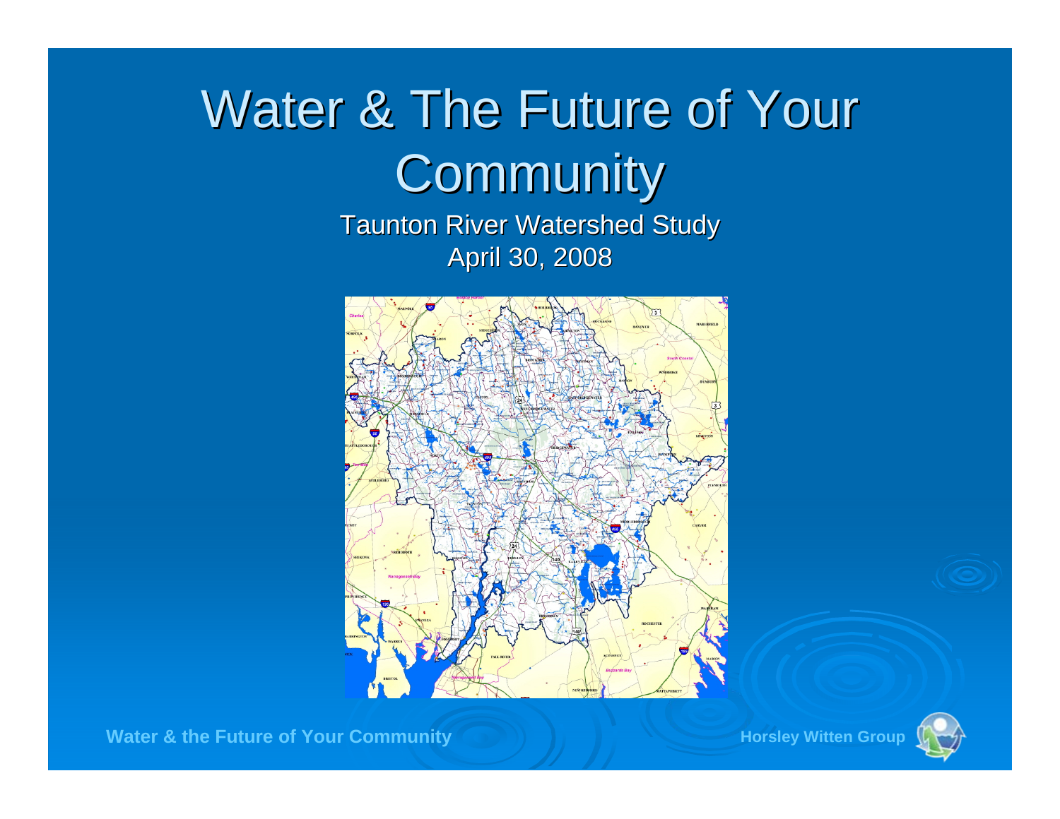# Water & The Future of Your Community

Taunton River Watershed Study

April 30, 2008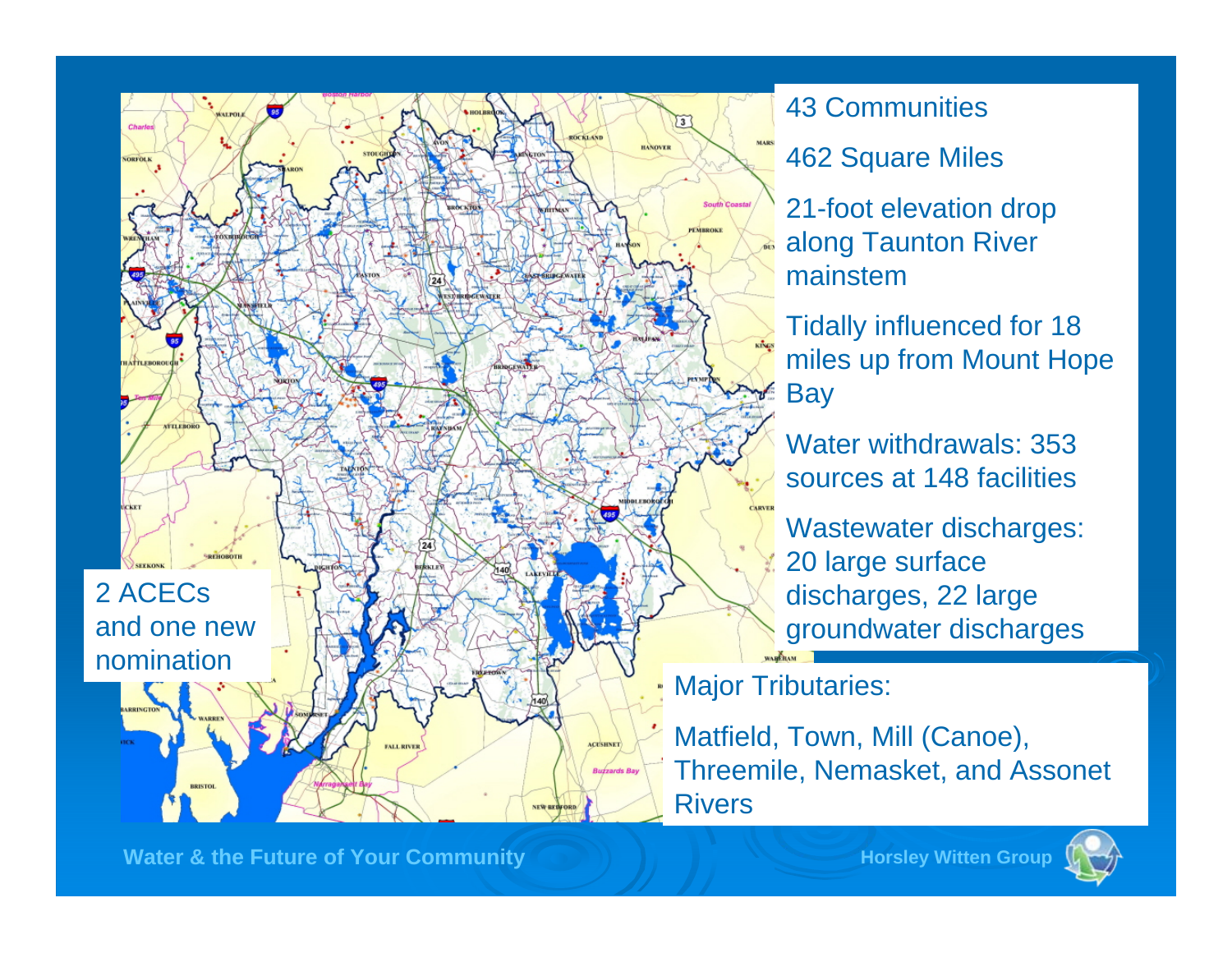43 Communities

462 Square Miles

21-foot elevation drop along Taunton River mainstem

Tidally influenced for 18 miles up from Mount Hope Bay

Water withdrawals: 353 sources at 148 facilities

Wastewater discharges: 20 large surface discharges, 22 large groundwater discharges

2 ACECs and one new nomination

Major Tributaries:

Matfield, Town, Mill (Canoe), Threemile, Nemasket, and Assonet Rivers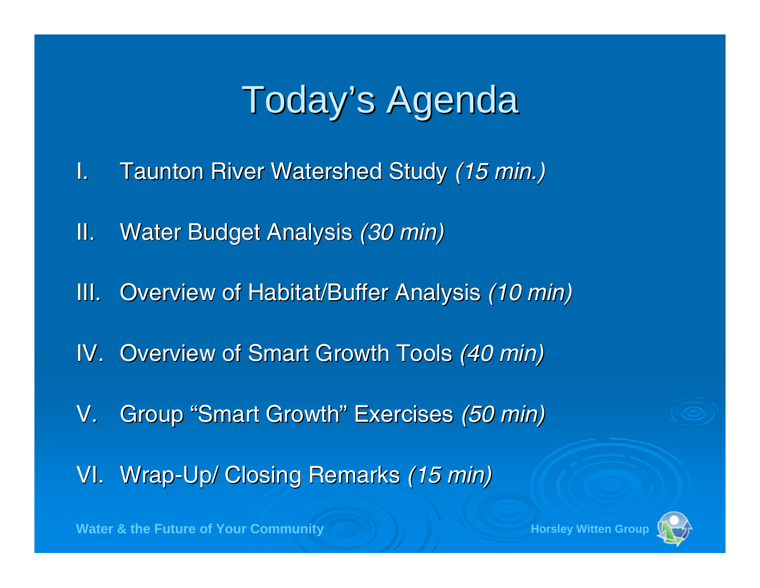# Today's Agenda

I. Taunton River Watershed Study *(15 min.)*

II. Water Budget Analysis *(30 min)*

III. Overview of Habitat/Buffer Analysis *(10 min)*

IV. Overview of Smart Growth Tools *(40 min)*

V. Group "Smart Growth" Exercises *(50 min)*

VI. Wrap-Up/ Closing Remarks *(15 min)*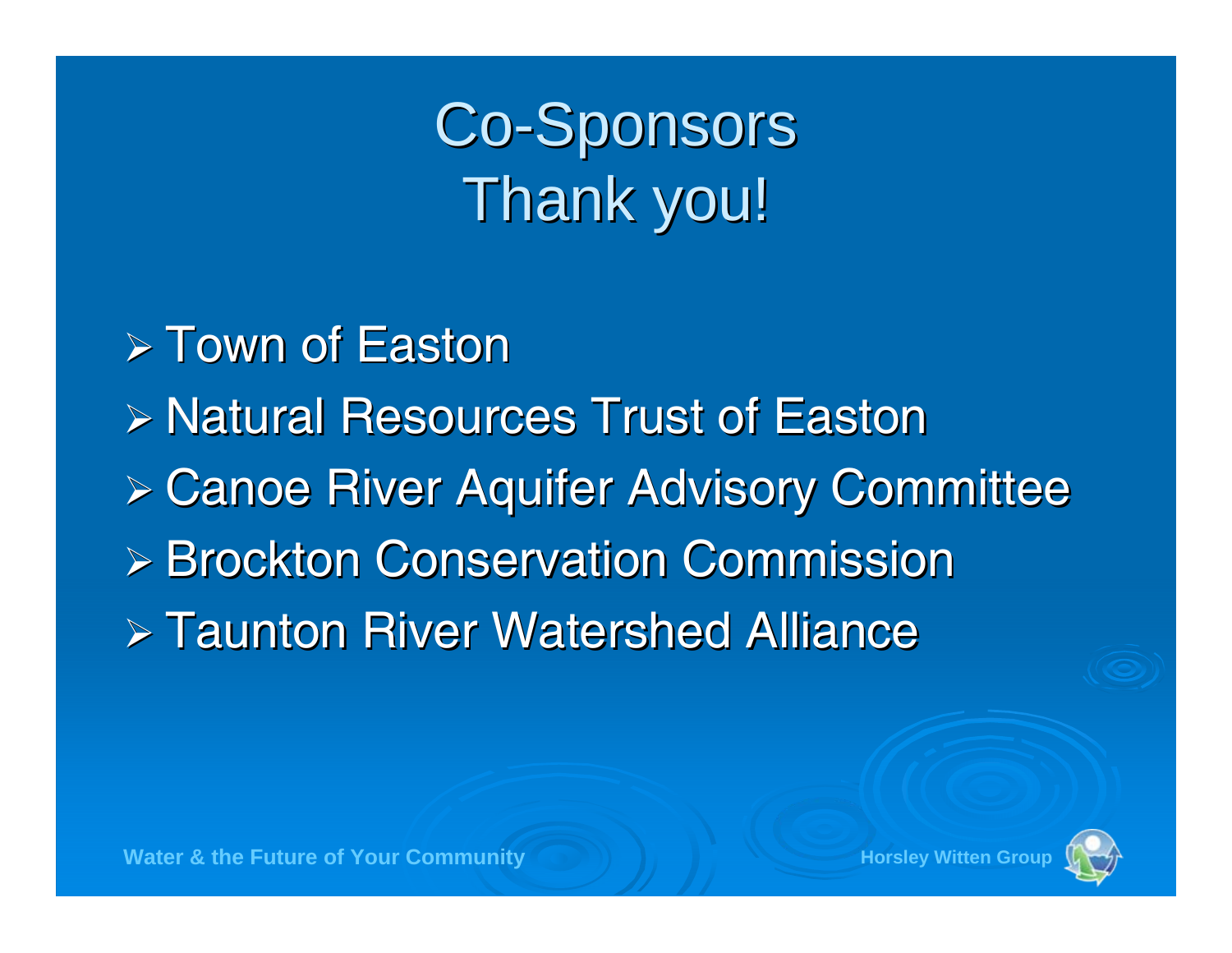# Co-Sponsors
# Thank you!

- Town of Easton
- Natural Resources Trust of Easton
- Canoe River Aquifer Advisory Committee
- Brockton Conservation Commission
- Taunton River Watershed Alliance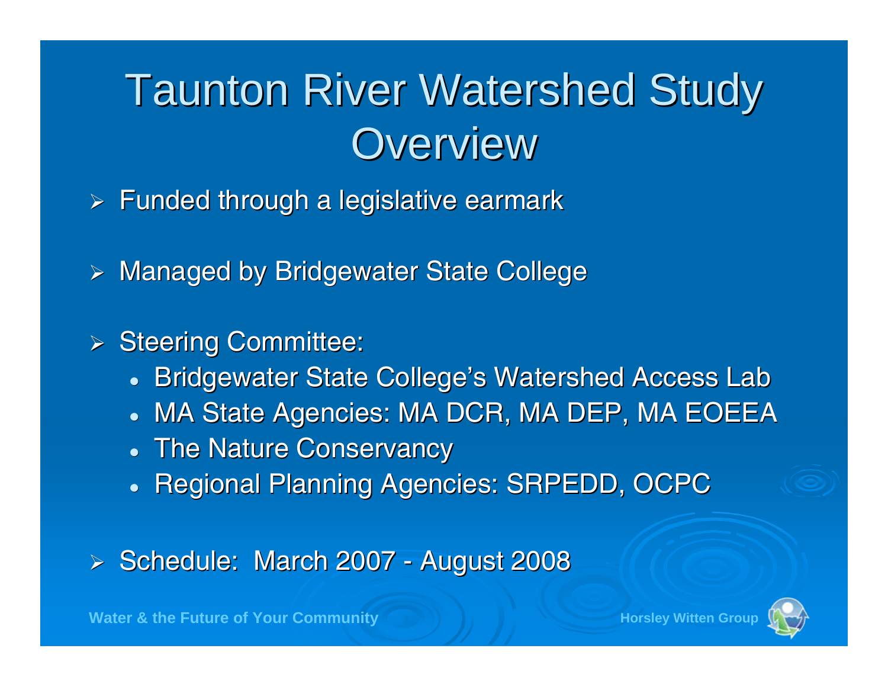# Taunton River Watershed Study Overview

- Funded through a legislative earmark
- Managed by Bridgewater State College
- Steering Committee:
  - Bridgewater State College's Watershed Access Lab
  - MA State Agencies: MA DCR, MA DEP, MA EOEEA
  - The Nature Conservancy
  - Regional Planning Agencies: SRPEDD, OCPC
- Schedule: March 2007 - August 2008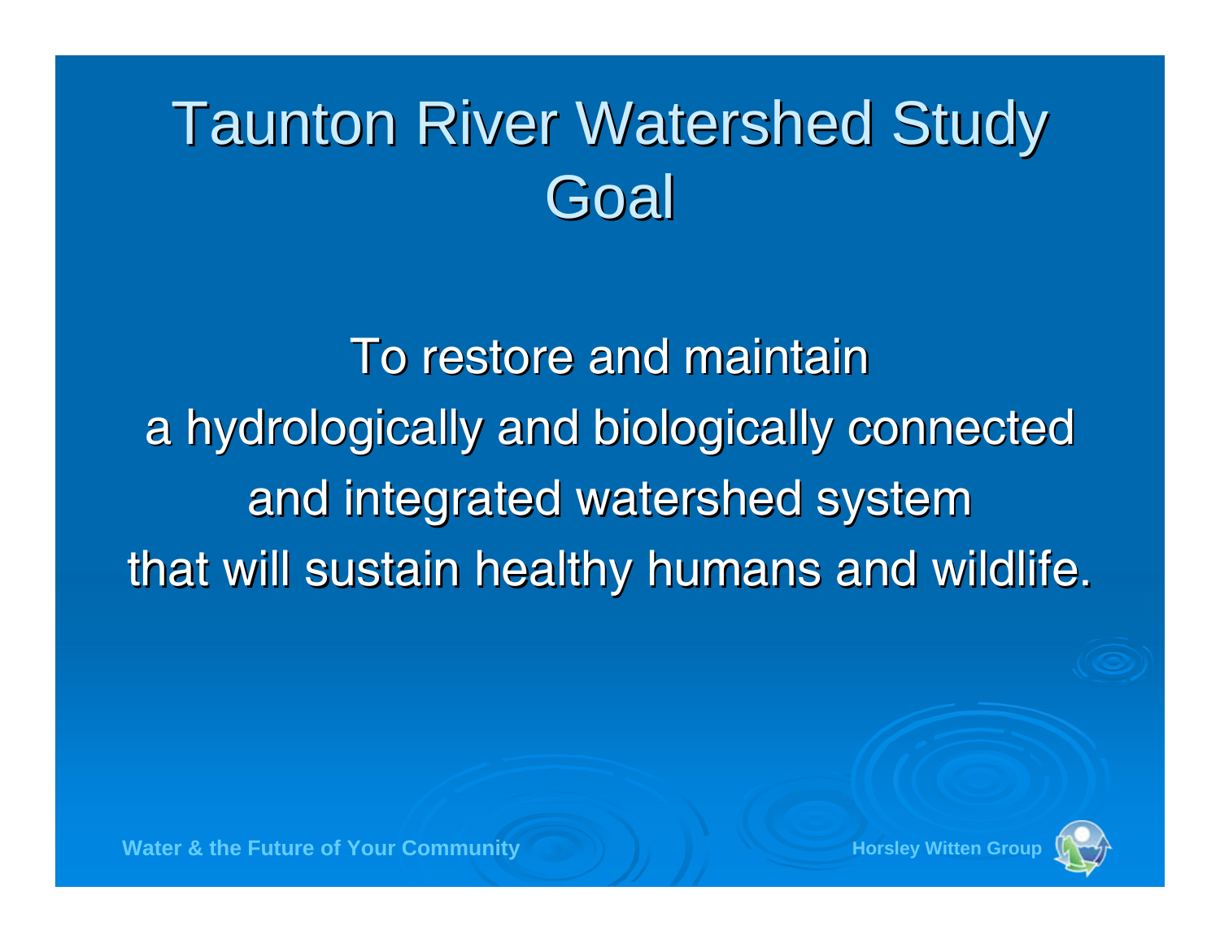# Taunton River Watershed Study Goal

To restore and maintain
a hydrologically and biologically connected
and integrated watershed system
that will sustain healthy humans and wildlife.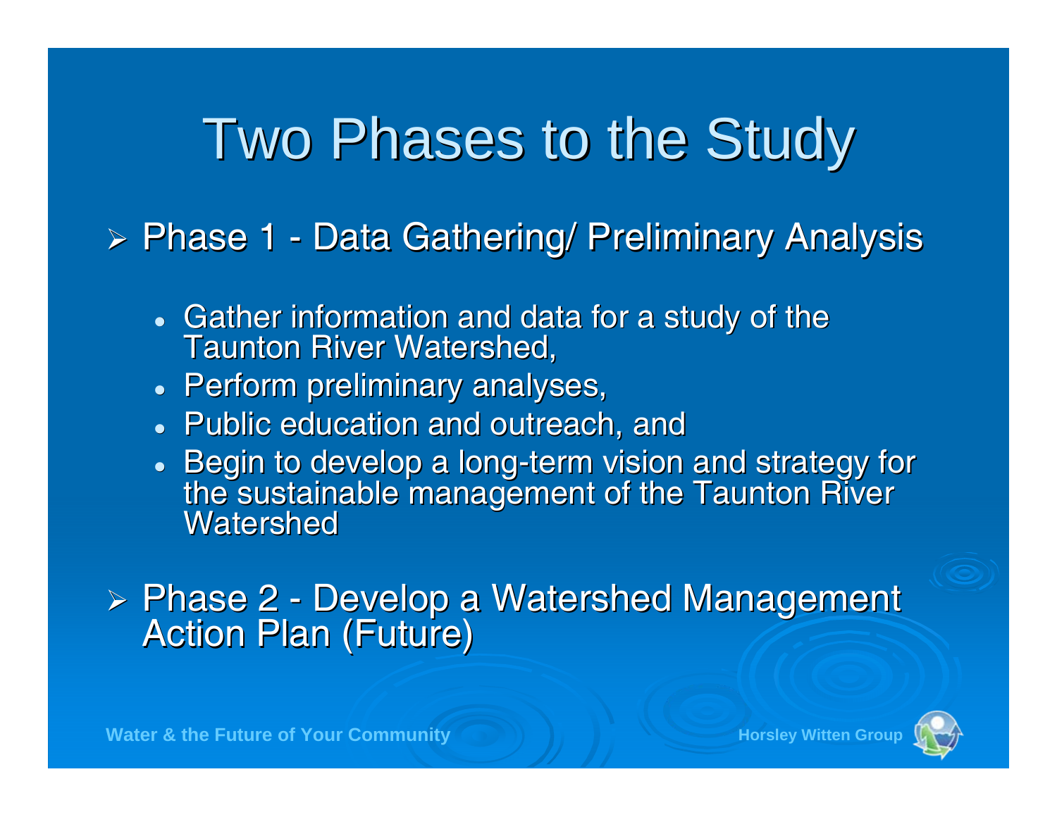# Two Phases to the Study

- Phase 1 - Data Gathering/ Preliminary Analysis
  - Gather information and data for a study of the Taunton River Watershed,
  - Perform preliminary analyses,
  - Public education and outreach, and
  - Begin to develop a long-term vision and strategy for the sustainable management of the Taunton River Watershed
- Phase 2 - Develop a Watershed Management Action Plan (Future)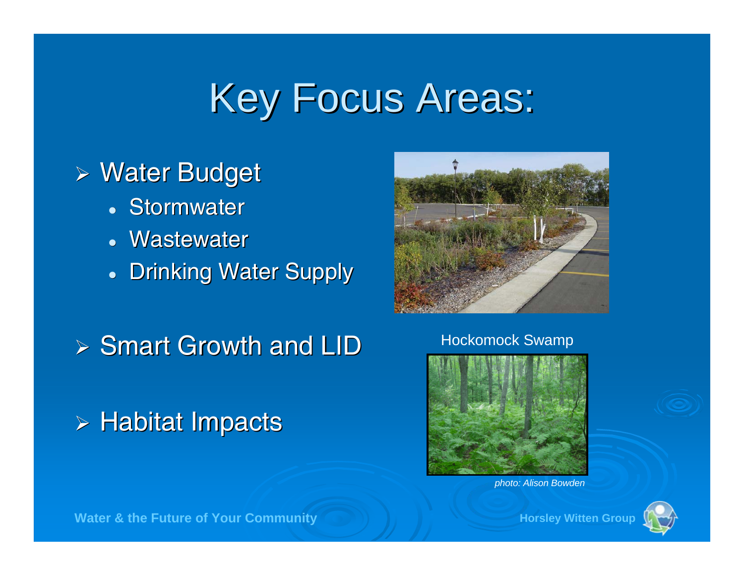# Key Focus Areas:

- Water Budget
  - Stormwater
  - Wastewater
  - Drinking Water Supply
- Smart Growth and LID
- Habitat Impacts

Hockomock Swamp

*photo: Alison Bowden*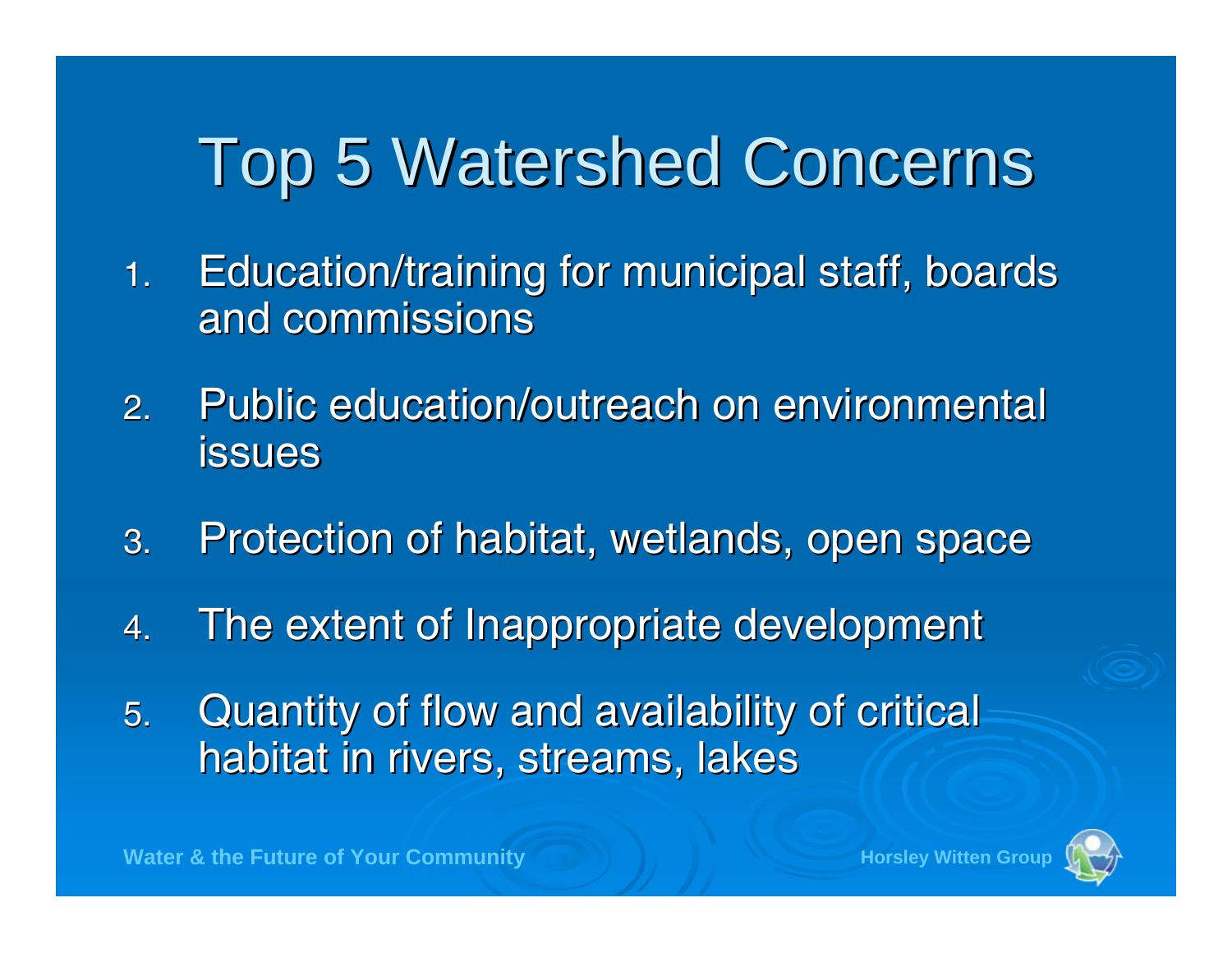# Top 5 Watershed Concerns

1. Education/training for municipal staff, boards and commissions
2. Public education/outreach on environmental issues
3. Protection of habitat, wetlands, open space
4. The extent of Inappropriate development
5. Quantity of flow and availability of critical habitat in rivers, streams, lakes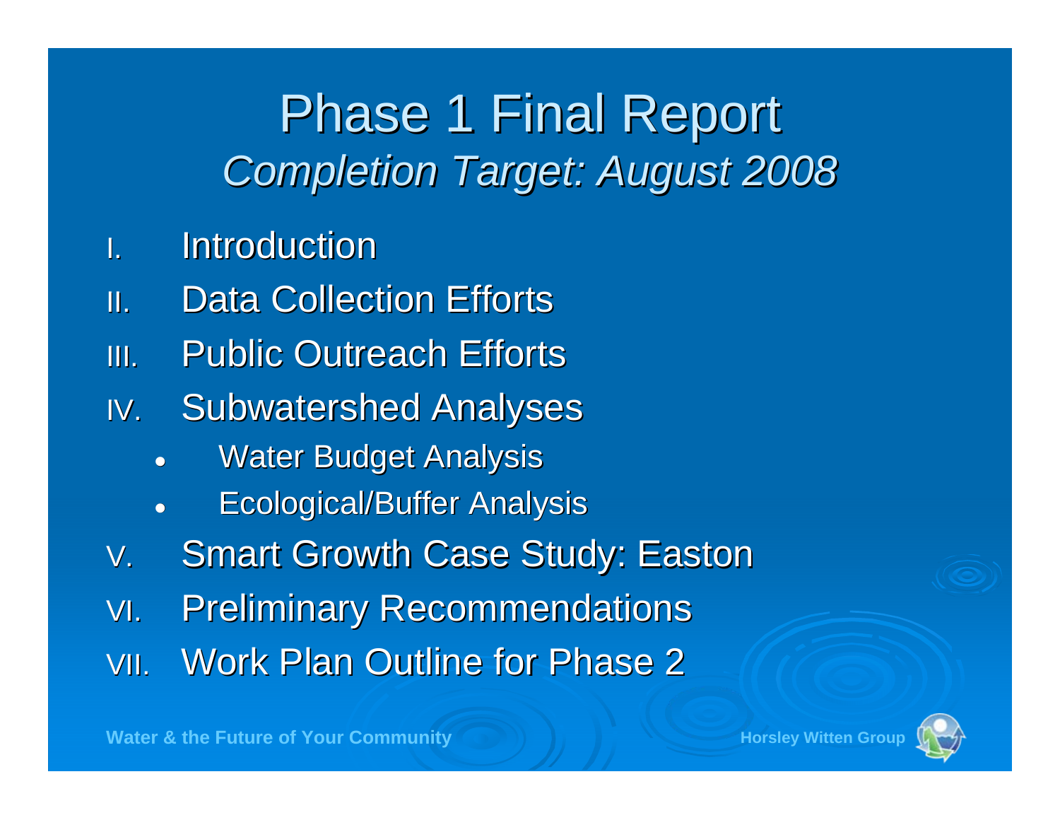# Phase 1 Final Report

*Completion Target: August 2008*

I. Introduction

II. Data Collection Efforts

III. Public Outreach Efforts

IV. Subwatershed Analyses
- Water Budget Analysis
- Ecological/Buffer Analysis

V. Smart Growth Case Study: Easton

VI. Preliminary Recommendations

VII. Work Plan Outline for Phase 2